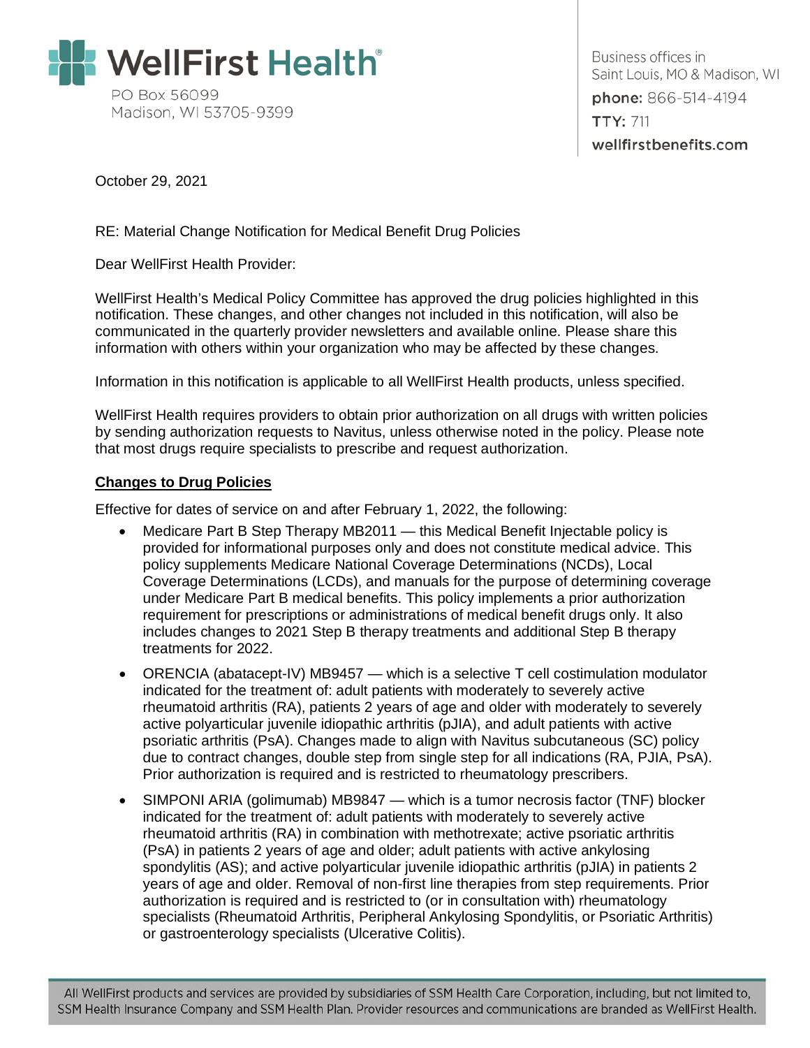**WellFirst Health®**

PO Box 56099
Madison, WI 53705-9399

Business offices in
Saint Louis, MO & Madison, WI
**phone:** 866-514-4194
**TTY:** 711
**wellfirstbenefits.com**

October 29, 2021

RE: Material Change Notification for Medical Benefit Drug Policies

Dear WellFirst Health Provider:

WellFirst Health's Medical Policy Committee has approved the drug policies highlighted in this notification. These changes, and other changes not included in this notification, will also be communicated in the quarterly provider newsletters and available online. Please share this information with others within your organization who may be affected by these changes.

Information in this notification is applicable to all WellFirst Health products, unless specified.

WellFirst Health requires providers to obtain prior authorization on all drugs with written policies by sending authorization requests to Navitus, unless otherwise noted in the policy. Please note that most drugs require specialists to prescribe and request authorization.

## Changes to Drug Policies

Effective for dates of service on and after February 1, 2022, the following:

- Medicare Part B Step Therapy MB2011 — this Medical Benefit Injectable policy is provided for informational purposes only and does not constitute medical advice. This policy supplements Medicare National Coverage Determinations (NCDs), Local Coverage Determinations (LCDs), and manuals for the purpose of determining coverage under Medicare Part B medical benefits. This policy implements a prior authorization requirement for prescriptions or administrations of medical benefit drugs only. It also includes changes to 2021 Step B therapy treatments and additional Step B therapy treatments for 2022.
- ORENCIA (abatacept-IV) MB9457 — which is a selective T cell costimulation modulator indicated for the treatment of: adult patients with moderately to severely active rheumatoid arthritis (RA), patients 2 years of age and older with moderately to severely active polyarticular juvenile idiopathic arthritis (pJIA), and adult patients with active psoriatic arthritis (PsA). Changes made to align with Navitus subcutaneous (SC) policy due to contract changes, double step from single step for all indications (RA, PJIA, PsA). Prior authorization is required and is restricted to rheumatology prescribers.
- SIMPONI ARIA (golimumab) MB9847 — which is a tumor necrosis factor (TNF) blocker indicated for the treatment of: adult patients with moderately to severely active rheumatoid arthritis (RA) in combination with methotrexate; active psoriatic arthritis (PsA) in patients 2 years of age and older; adult patients with active ankylosing spondylitis (AS); and active polyarticular juvenile idiopathic arthritis (pJIA) in patients 2 years of age and older. Removal of non-first line therapies from step requirements. Prior authorization is required and is restricted to (or in consultation with) rheumatology specialists (Rheumatoid Arthritis, Peripheral Ankylosing Spondylitis, or Psoriatic Arthritis) or gastroenterology specialists (Ulcerative Colitis).

All WellFirst products and services are provided by subsidiaries of SSM Health Care Corporation, including, but not limited to, SSM Health Insurance Company and SSM Health Plan. Provider resources and communications are branded as WellFirst Health.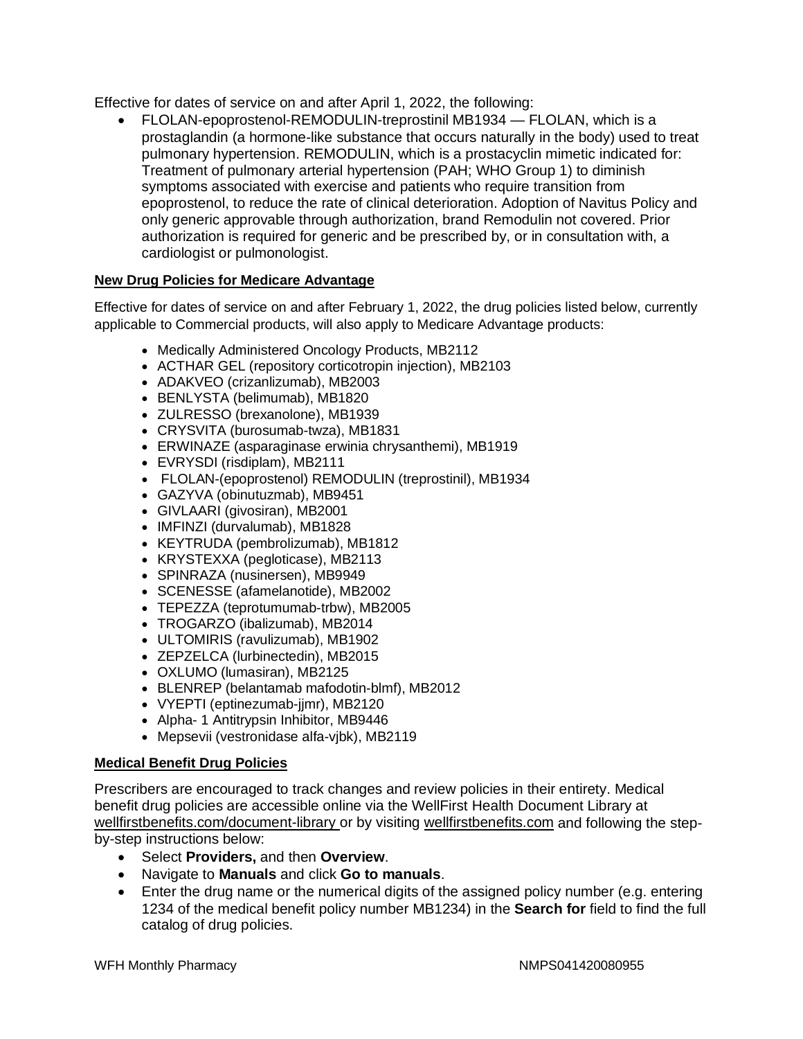Effective for dates of service on and after April 1, 2022, the following:

- FLOLAN-epoprostenol-REMODULIN-treprostinil MB1934 — FLOLAN, which is a prostaglandin (a hormone-like substance that occurs naturally in the body) used to treat pulmonary hypertension. REMODULIN, which is a prostacyclin mimetic indicated for: Treatment of pulmonary arterial hypertension (PAH; WHO Group 1) to diminish symptoms associated with exercise and patients who require transition from epoprostenol, to reduce the rate of clinical deterioration. Adoption of Navitus Policy and only generic approvable through authorization, brand Remodulin not covered. Prior authorization is required for generic and be prescribed by, or in consultation with, a cardiologist or pulmonologist.

**New Drug Policies for Medicare Advantage**

Effective for dates of service on and after February 1, 2022, the drug policies listed below, currently applicable to Commercial products, will also apply to Medicare Advantage products:

- Medically Administered Oncology Products, MB2112
- ACTHAR GEL (repository corticotropin injection), MB2103
- ADAKVEO (crizanlizumab), MB2003
- BENLYSTA (belimumab), MB1820
- ZULRESSO (brexanolone), MB1939
- CRYSVITA (burosumab-twza), MB1831
- ERWINAZE (asparaginase erwinia chrysanthemi), MB1919
- EVRYSDI (risdiplam), MB2111
- FLOLAN-(epoprostenol) REMODULIN (treprostinil), MB1934
- GAZYVA (obinutuzmab), MB9451
- GIVLAARI (givosiran), MB2001
- IMFINZI (durvalumab), MB1828
- KEYTRUDA (pembrolizumab), MB1812
- KRYSTEXXA (pegloticase), MB2113
- SPINRAZA (nusinersen), MB9949
- SCENESSE (afamelanotide), MB2002
- TEPEZZA (teprotumumab-trbw), MB2005
- TROGARZO (ibalizumab), MB2014
- ULTOMIRIS (ravulizumab), MB1902
- ZEPZELCA (lurbinectedin), MB2015
- OXLUMO (lumasiran), MB2125
- BLENREP (belantamab mafodotin-blmf), MB2012
- VYEPTI (eptinezumab-jjmr), MB2120
- Alpha- 1 Antitrypsin Inhibitor, MB9446
- Mepsevii (vestronidase alfa-vjbk), MB2119

**Medical Benefit Drug Policies**

Prescribers are encouraged to track changes and review policies in their entirety. Medical benefit drug policies are accessible online via the WellFirst Health Document Library at wellfirstbenefits.com/document-library or by visiting wellfirstbenefits.com and following the step-by-step instructions below:

- Select **Providers,** and then **Overview**.
- Navigate to **Manuals** and click **Go to manuals**.
- Enter the drug name or the numerical digits of the assigned policy number (e.g. entering 1234 of the medical benefit policy number MB1234) in the **Search for** field to find the full catalog of drug policies.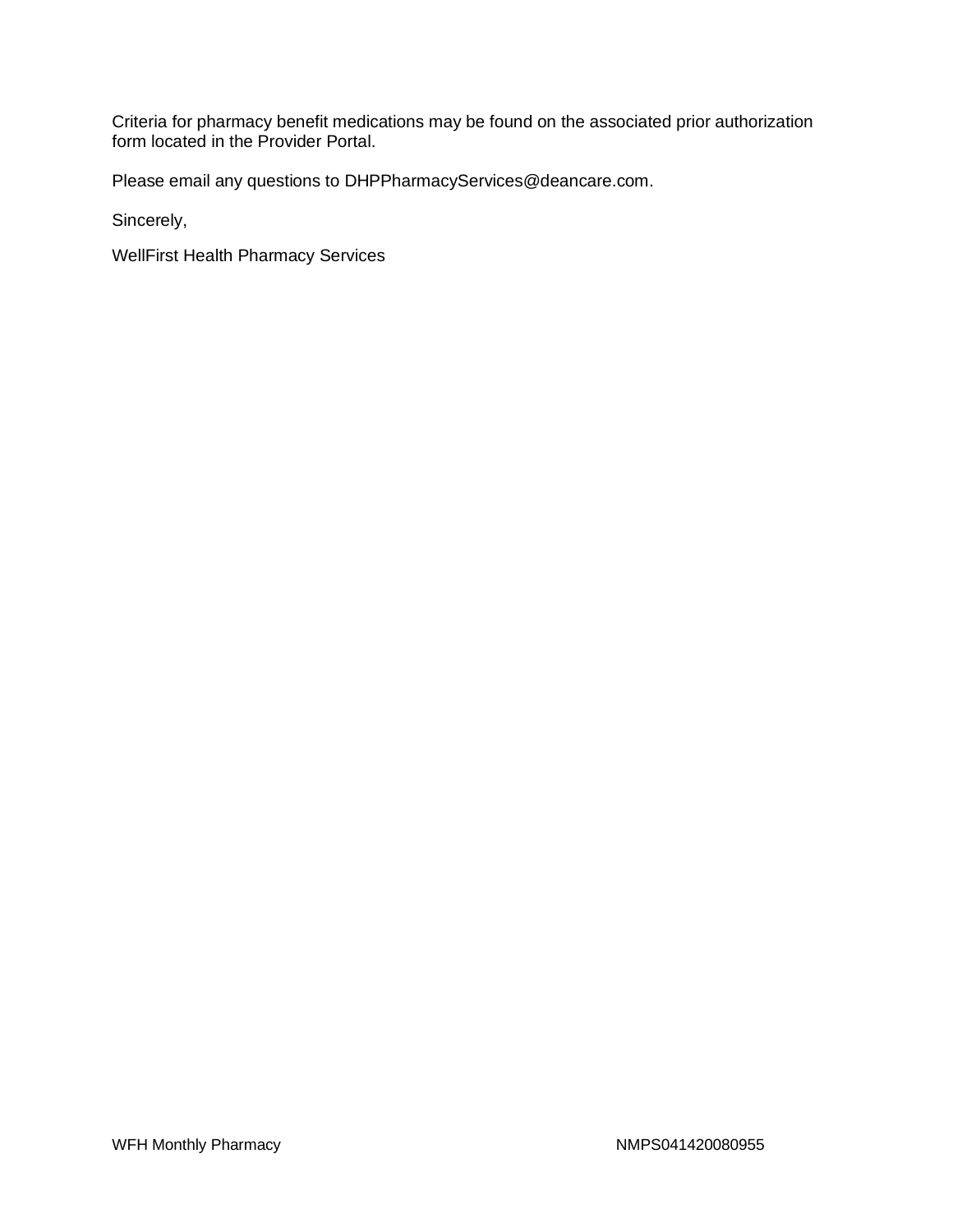Criteria for pharmacy benefit medications may be found on the associated prior authorization form located in the Provider Portal.

Please email any questions to DHPPharmacyServices@deancare.com.

Sincerely,

WellFirst Health Pharmacy Services